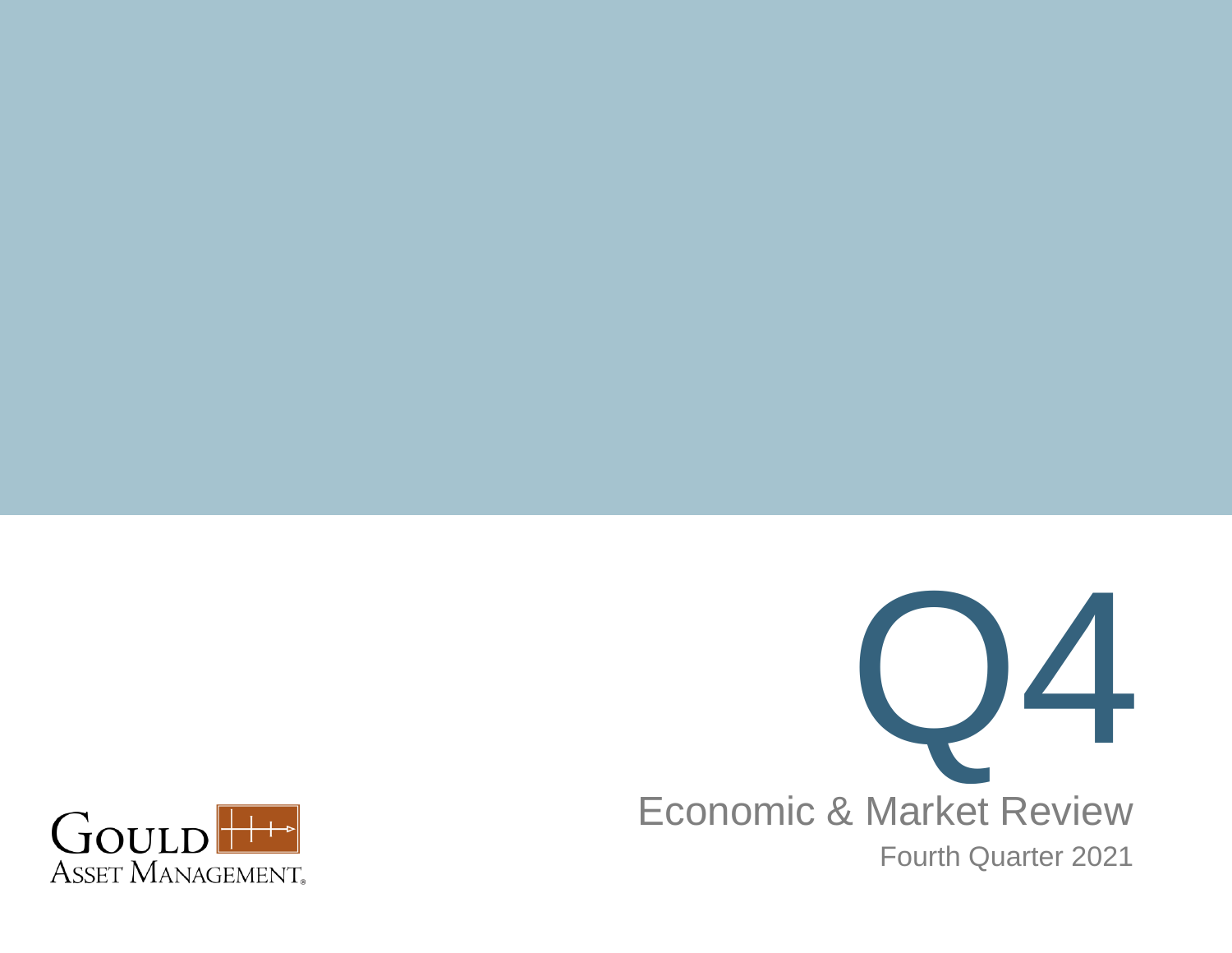# Q4

## Economic & Market Review

Fourth Quarter 2021

GOULD ASSET MANAGEMENT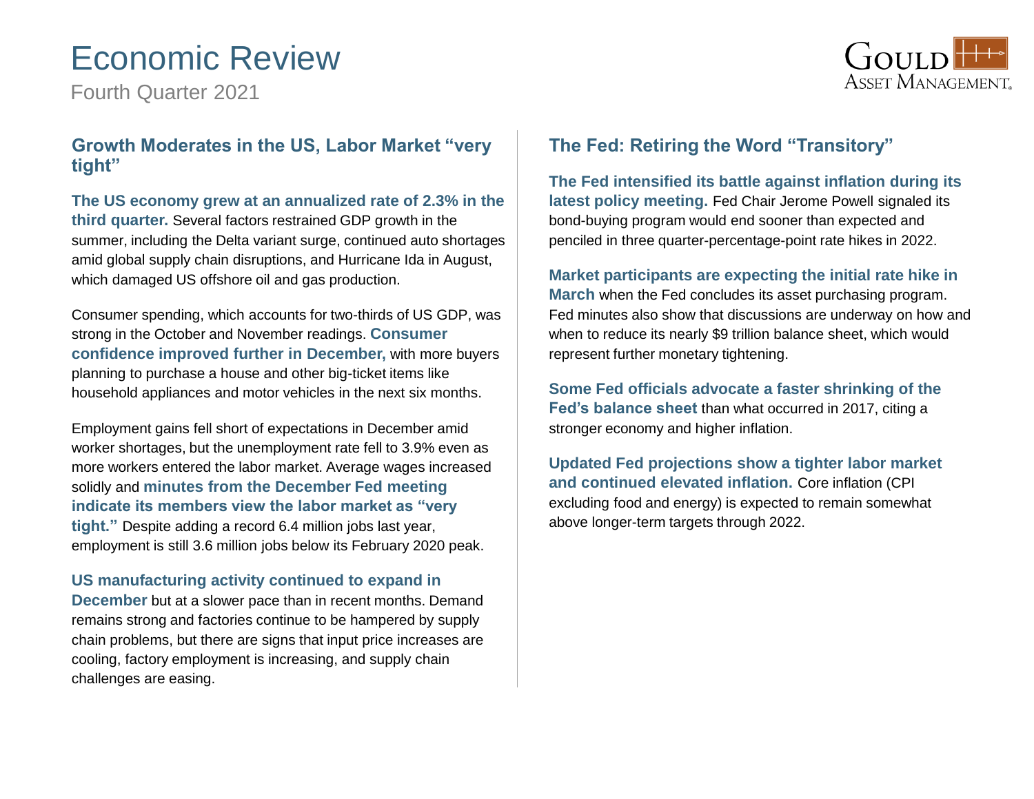# Economic Review

Fourth Quarter 2021

## Growth Moderates in the US, Labor Market "very tight"

**The US economy grew at an annualized rate of 2.3% in the third quarter.** Several factors restrained GDP growth in the summer, including the Delta variant surge, continued auto shortages amid global supply chain disruptions, and Hurricane Ida in August, which damaged US offshore oil and gas production.

Consumer spending, which accounts for two-thirds of US GDP, was strong in the October and November readings. **Consumer confidence improved further in December,** with more buyers planning to purchase a house and other big-ticket items like household appliances and motor vehicles in the next six months.

Employment gains fell short of expectations in December amid worker shortages, but the unemployment rate fell to 3.9% even as more workers entered the labor market. Average wages increased solidly and **minutes from the December Fed meeting indicate its members view the labor market as "very tight."** Despite adding a record 6.4 million jobs last year, employment is still 3.6 million jobs below its February 2020 peak.

**US manufacturing activity continued to expand in December** but at a slower pace than in recent months. Demand remains strong and factories continue to be hampered by supply chain problems, but there are signs that input price increases are cooling, factory employment is increasing, and supply chain challenges are easing.

## The Fed: Retiring the Word "Transitory"

**The Fed intensified its battle against inflation during its latest policy meeting.** Fed Chair Jerome Powell signaled its bond-buying program would end sooner than expected and penciled in three quarter-percentage-point rate hikes in 2022.

**Market participants are expecting the initial rate hike in March** when the Fed concludes its asset purchasing program. Fed minutes also show that discussions are underway on how and when to reduce its nearly $9 trillion balance sheet, which would represent further monetary tightening.

**Some Fed officials advocate a faster shrinking of the Fed's balance sheet** than what occurred in 2017, citing a stronger economy and higher inflation.

**Updated Fed projections show a tighter labor market and continued elevated inflation.** Core inflation (CPI excluding food and energy) is expected to remain somewhat above longer-term targets through 2022.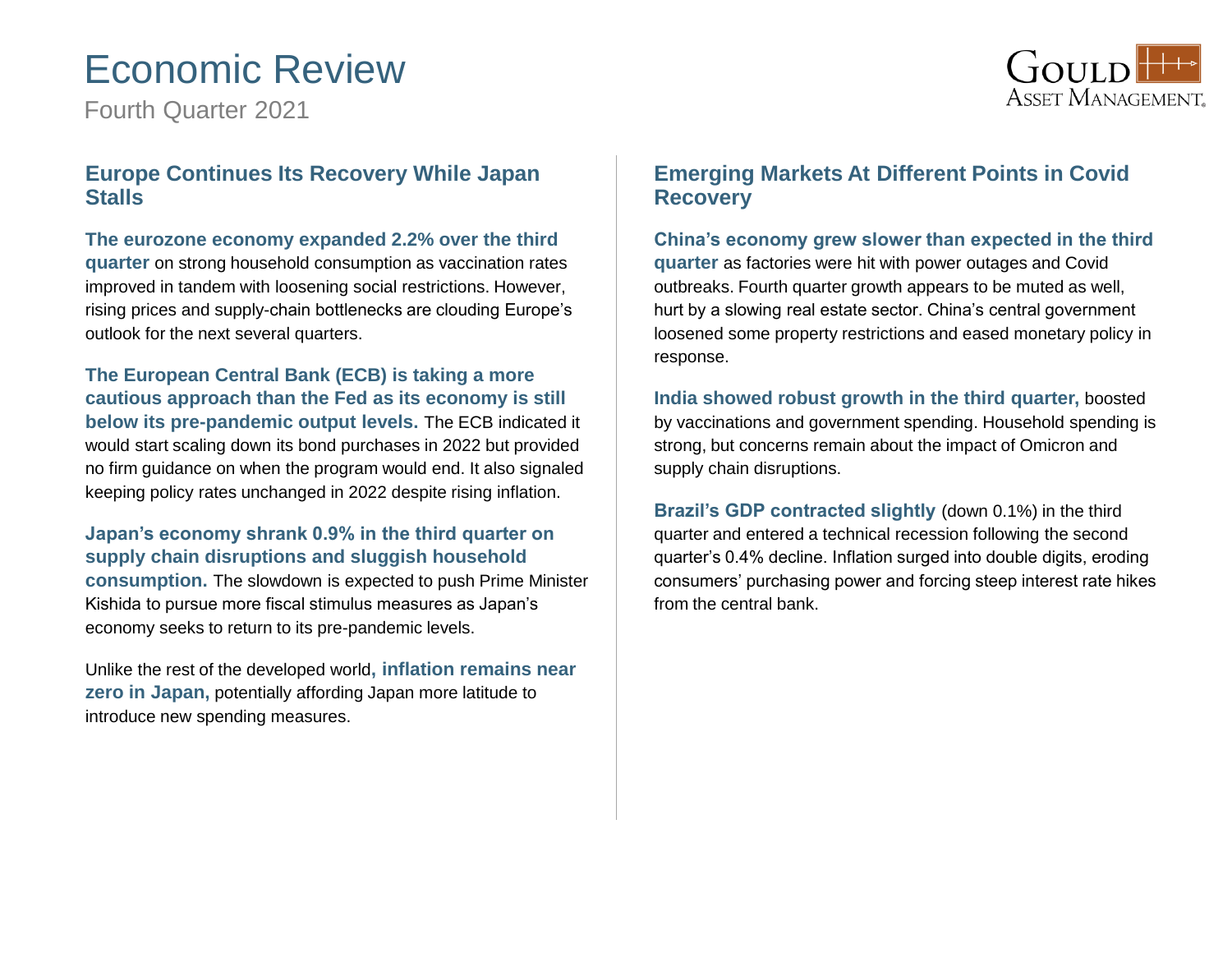# Economic Review

Fourth Quarter 2021

## Europe Continues Its Recovery While Japan Stalls

**The eurozone economy expanded 2.2% over the third quarter** on strong household consumption as vaccination rates improved in tandem with loosening social restrictions. However, rising prices and supply-chain bottlenecks are clouding Europe's outlook for the next several quarters.

**The European Central Bank (ECB) is taking a more cautious approach than the Fed as its economy is still below its pre-pandemic output levels.** The ECB indicated it would start scaling down its bond purchases in 2022 but provided no firm guidance on when the program would end. It also signaled keeping policy rates unchanged in 2022 despite rising inflation.

**Japan's economy shrank 0.9% in the third quarter on supply chain disruptions and sluggish household consumption.** The slowdown is expected to push Prime Minister Kishida to pursue more fiscal stimulus measures as Japan's economy seeks to return to its pre-pandemic levels.

Unlike the rest of the developed world**, inflation remains near zero in Japan,** potentially affording Japan more latitude to introduce new spending measures.

## Emerging Markets At Different Points in Covid Recovery

**China's economy grew slower than expected in the third quarter** as factories were hit with power outages and Covid outbreaks. Fourth quarter growth appears to be muted as well, hurt by a slowing real estate sector. China's central government loosened some property restrictions and eased monetary policy in response.

**India showed robust growth in the third quarter,** boosted by vaccinations and government spending. Household spending is strong, but concerns remain about the impact of Omicron and supply chain disruptions.

**Brazil's GDP contracted slightly** (down 0.1%) in the third quarter and entered a technical recession following the second quarter's 0.4% decline. Inflation surged into double digits, eroding consumers' purchasing power and forcing steep interest rate hikes from the central bank.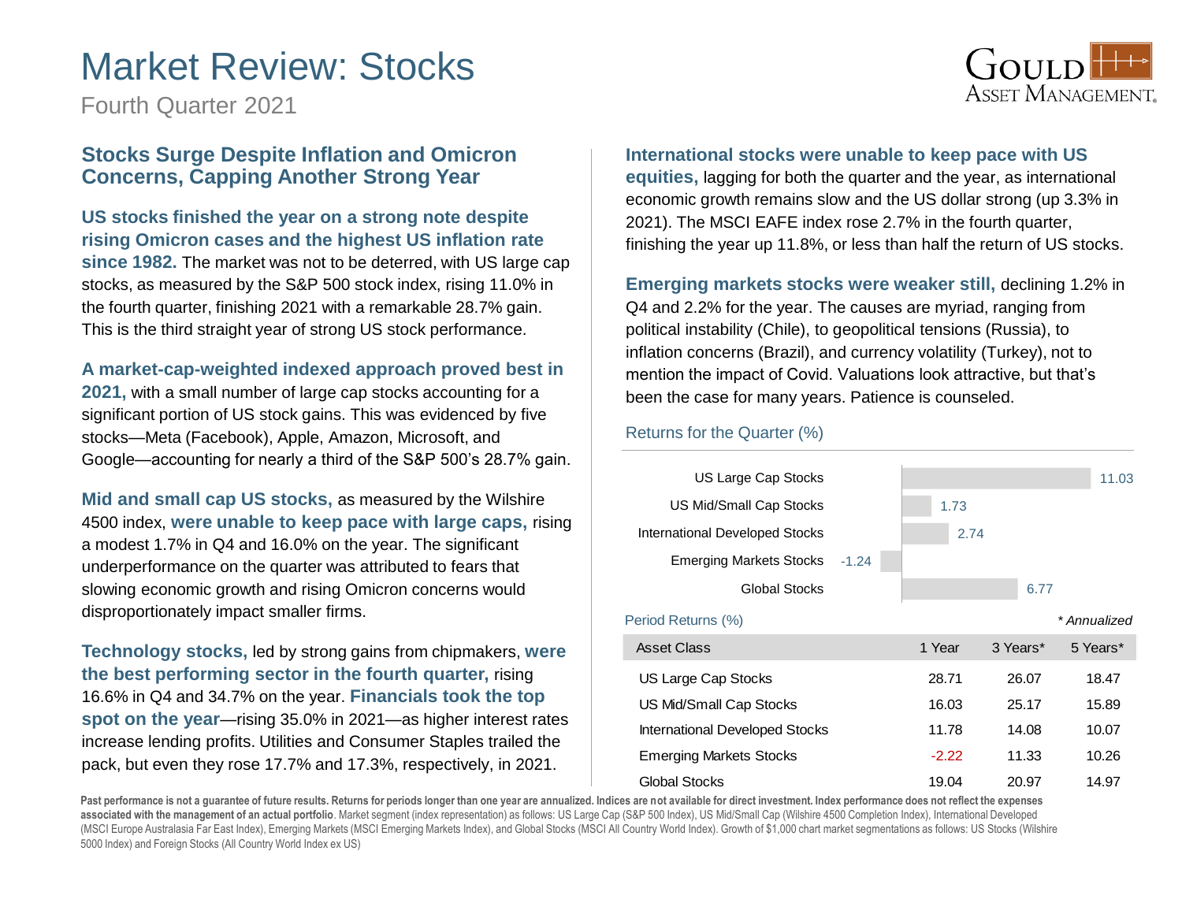# Market Review: Stocks

Fourth Quarter 2021

Gould Asset Management

## Stocks Surge Despite Inflation and Omicron Concerns, Capping Another Strong Year

**US stocks finished the year on a strong note despite rising Omicron cases and the highest US inflation rate since 1982.** The market was not to be deterred, with US large cap stocks, as measured by the S&P 500 stock index, rising 11.0% in the fourth quarter, finishing 2021 with a remarkable 28.7% gain. This is the third straight year of strong US stock performance.

**A market-cap-weighted indexed approach proved best in 2021,** with a small number of large cap stocks accounting for a significant portion of US stock gains. This was evidenced by five stocks—Meta (Facebook), Apple, Amazon, Microsoft, and Google—accounting for nearly a third of the S&P 500's 28.7% gain.

**Mid and small cap US stocks,** as measured by the Wilshire 4500 index, **were unable to keep pace with large caps,** rising a modest 1.7% in Q4 and 16.0% on the year. The significant underperformance on the quarter was attributed to fears that slowing economic growth and rising Omicron concerns would disproportionately impact smaller firms.

**Technology stocks,** led by strong gains from chipmakers, **were the best performing sector in the fourth quarter,** rising 16.6% in Q4 and 34.7% on the year. **Financials took the top spot on the year**—rising 35.0% in 2021—as higher interest rates increase lending profits. Utilities and Consumer Staples trailed the pack, but even they rose 17.7% and 17.3%, respectively, in 2021.

**International stocks were unable to keep pace with US equities,** lagging for both the quarter and the year, as international economic growth remains slow and the US dollar strong (up 3.3% in 2021). The MSCI EAFE index rose 2.7% in the fourth quarter, finishing the year up 11.8%, or less than half the return of US stocks.

**Emerging markets stocks were weaker still,** declining 1.2% in Q4 and 2.2% for the year. The causes are myriad, ranging from political instability (Chile), to geopolitical tensions (Russia), to inflation concerns (Brazil), and currency volatility (Turkey), not to mention the impact of Covid. Valuations look attractive, but that's been the case for many years. Patience is counseled.

Returns for the Quarter (%)

US Large Cap Stocks 11.03
US Mid/Small Cap Stocks 1.73
International Developed Stocks 2.74
Emerging Markets Stocks -1.24
Global Stocks 6.77

Period Returns (%) *\* Annualized*

| Asset Class | 1 Year | 3 Years* | 5 Years* |
|---|---|---|---|
| US Large Cap Stocks | 28.71 | 26.07 | 18.47 |
| US Mid/Small Cap Stocks | 16.03 | 25.17 | 15.89 |
| International Developed Stocks | 11.78 | 14.08 | 10.07 |
| Emerging Markets Stocks | -2.22 | 11.33 | 10.26 |
| Global Stocks | 19.04 | 20.97 | 14.97 |

**Past performance is not a guarantee of future results. Returns for periods longer than one year are annualized. Indices are not available for direct investment. Index performance does not reflect the expenses associated with the management of an actual portfolio**. Market segment (index representation) as follows: US Large Cap (S&P 500 Index), US Mid/Small Cap (Wilshire 4500 Completion Index), International Developed (MSCI Europe Australasia Far East Index), Emerging Markets (MSCI Emerging Markets Index), and Global Stocks (MSCI All Country World Index). Growth of $1,000 chart market segmentations as follows: US Stocks (Wilshire 5000 Index) and Foreign Stocks (All Country World Index ex US)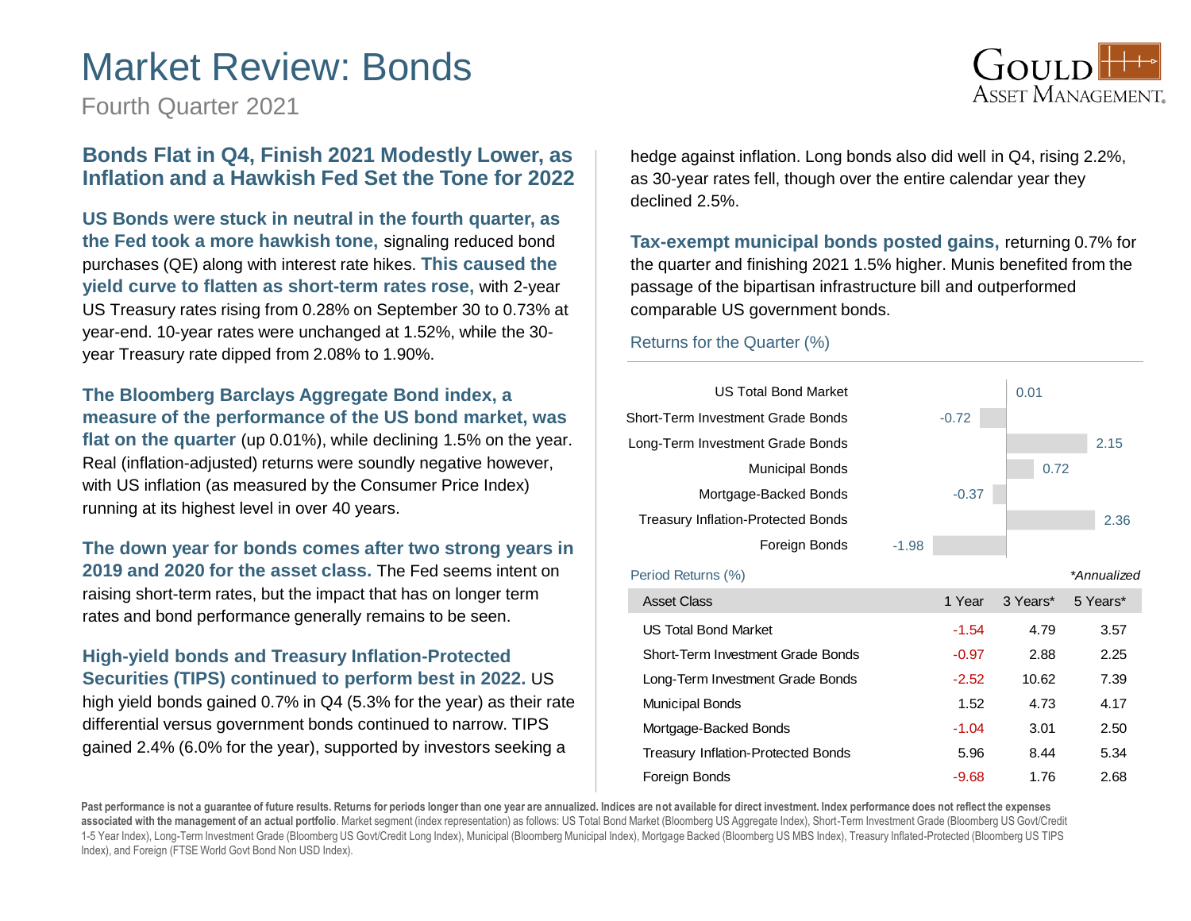# Market Review: Bonds

Fourth Quarter 2021

## Bonds Flat in Q4, Finish 2021 Modestly Lower, as Inflation and a Hawkish Fed Set the Tone for 2022

**US Bonds were stuck in neutral in the fourth quarter, as the Fed took a more hawkish tone,** signaling reduced bond purchases (QE) along with interest rate hikes. **This caused the yield curve to flatten as short-term rates rose,** with 2-year US Treasury rates rising from 0.28% on September 30 to 0.73% at year-end. 10-year rates were unchanged at 1.52%, while the 30-year Treasury rate dipped from 2.08% to 1.90%.

**The Bloomberg Barclays Aggregate Bond index, a measure of the performance of the US bond market, was flat on the quarter** (up 0.01%), while declining 1.5% on the year. Real (inflation-adjusted) returns were soundly negative however, with US inflation (as measured by the Consumer Price Index) running at its highest level in over 40 years.

**The down year for bonds comes after two strong years in 2019 and 2020 for the asset class.** The Fed seems intent on raising short-term rates, but the impact that has on longer term rates and bond performance generally remains to be seen.

**High-yield bonds and Treasury Inflation-Protected Securities (TIPS) continued to perform best in 2022.** US high yield bonds gained 0.7% in Q4 (5.3% for the year) as their rate differential versus government bonds continued to narrow. TIPS gained 2.4% (6.0% for the year), supported by investors seeking a hedge against inflation. Long bonds also did well in Q4, rising 2.2%, as 30-year rates fell, though over the entire calendar year they declined 2.5%.

**Tax-exempt municipal bonds posted gains,** returning 0.7% for the quarter and finishing 2021 1.5% higher. Munis benefited from the passage of the bipartisan infrastructure bill and outperformed comparable US government bonds.

Returns for the Quarter (%)

US Total Bond Market 0.01
Short-Term Investment Grade Bonds -0.72
Long-Term Investment Grade Bonds 2.15
Municipal Bonds 0.72
Mortgage-Backed Bonds -0.37
Treasury Inflation-Protected Bonds 2.36
Foreign Bonds -1.98

Period Returns (%) *\*Annualized*

| Asset Class | 1 Year | 3 Years* | 5 Years* |
|---|---|---|---|
| US Total Bond Market | -1.54 | 4.79 | 3.57 |
| Short-Term Investment Grade Bonds | -0.97 | 2.88 | 2.25 |
| Long-Term Investment Grade Bonds | -2.52 | 10.62 | 7.39 |
| Municipal Bonds | 1.52 | 4.73 | 4.17 |
| Mortgage-Backed Bonds | -1.04 | 3.01 | 2.50 |
| Treasury Inflation-Protected Bonds | 5.96 | 8.44 | 5.34 |
| Foreign Bonds | -9.68 | 1.76 | 2.68 |

**Past performance is not a guarantee of future results. Returns for periods longer than one year are annualized. Indices are not available for direct investment. Index performance does not reflect the expenses associated with the management of an actual portfolio**. Market segment (index representation) as follows: US Total Bond Market (Bloomberg US Aggregate Index), Short-Term Investment Grade (Bloomberg US Govt/Credit 1-5 Year Index), Long-Term Investment Grade (Bloomberg US Govt/Credit Long Index), Municipal (Bloomberg Municipal Index), Mortgage Backed (Bloomberg US MBS Index), Treasury Inflated-Protected (Bloomberg US TIPS Index), and Foreign (FTSE World Govt Bond Non USD Index).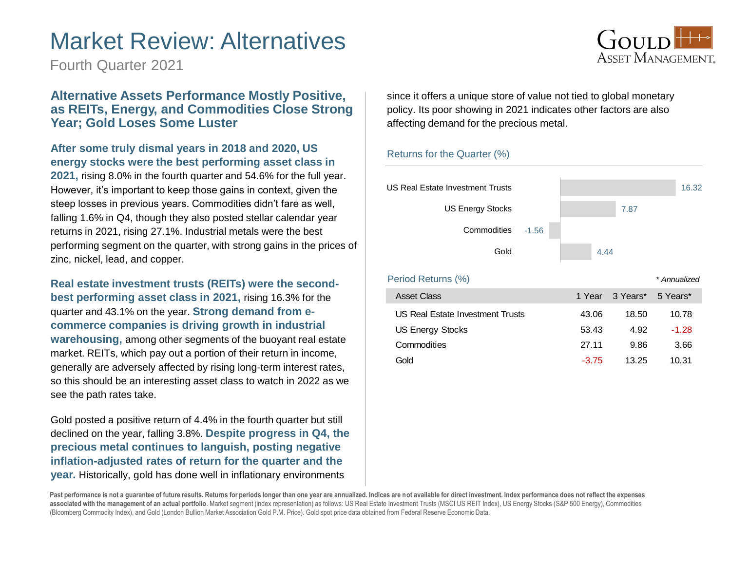# Market Review: Alternatives

Fourth Quarter 2021

## Alternative Assets Performance Mostly Positive, as REITs, Energy, and Commodities Close Strong Year; Gold Loses Some Luster

**After some truly dismal years in 2018 and 2020, US energy stocks were the best performing asset class in 2021,** rising 8.0% in the fourth quarter and 54.6% for the full year. However, it's important to keep those gains in context, given the steep losses in previous years. Commodities didn't fare as well, falling 1.6% in Q4, though they also posted stellar calendar year returns in 2021, rising 27.1%. Industrial metals were the best performing segment on the quarter, with strong gains in the prices of zinc, nickel, lead, and copper.

**Real estate investment trusts (REITs) were the second-best performing asset class in 2021,** rising 16.3% for the quarter and 43.1% on the year. **Strong demand from e-commerce companies is driving growth in industrial warehousing,** among other segments of the buoyant real estate market. REITs, which pay out a portion of their return in income, generally are adversely affected by rising long-term interest rates, so this should be an interesting asset class to watch in 2022 as we see the path rates take.

Gold posted a positive return of 4.4% in the fourth quarter but still declined on the year, falling 3.8%. **Despite progress in Q4, the precious metal continues to languish, posting negative inflation-adjusted rates of return for the quarter and the year.** Historically, gold has done well in inflationary environments since it offers a unique store of value not tied to global monetary policy. Its poor showing in 2021 indicates other factors are also affecting demand for the precious metal.

### Returns for the Quarter (%)

US Real Estate Investment Trusts 16.32

US Energy Stocks 7.87

Commodities -1.56

Gold 4.44

### Period Returns (%)

*\* Annualized*

| Asset Class | 1 Year | 3 Years* | 5 Years* |
|---|---|---|---|
| US Real Estate Investment Trusts | 43.06 | 18.50 | 10.78 |
| US Energy Stocks | 53.43 | 4.92 | -1.28 |
| Commodities | 27.11 | 9.86 | 3.66 |
| Gold | -3.75 | 13.25 | 10.31 |

**Past performance is not a guarantee of future results. Returns for periods longer than one year are annualized. Indices are not available for direct investment. Index performance does not reflect the expenses associated with the management of an actual portfolio**. Market segment (index representation) as follows: US Real Estate Investment Trusts (MSCI US REIT Index), US Energy Stocks (S&P 500 Energy), Commodities (Bloomberg Commodity Index), and Gold (London Bullion Market Association Gold P.M. Price). Gold spot price data obtained from Federal Reserve Economic Data.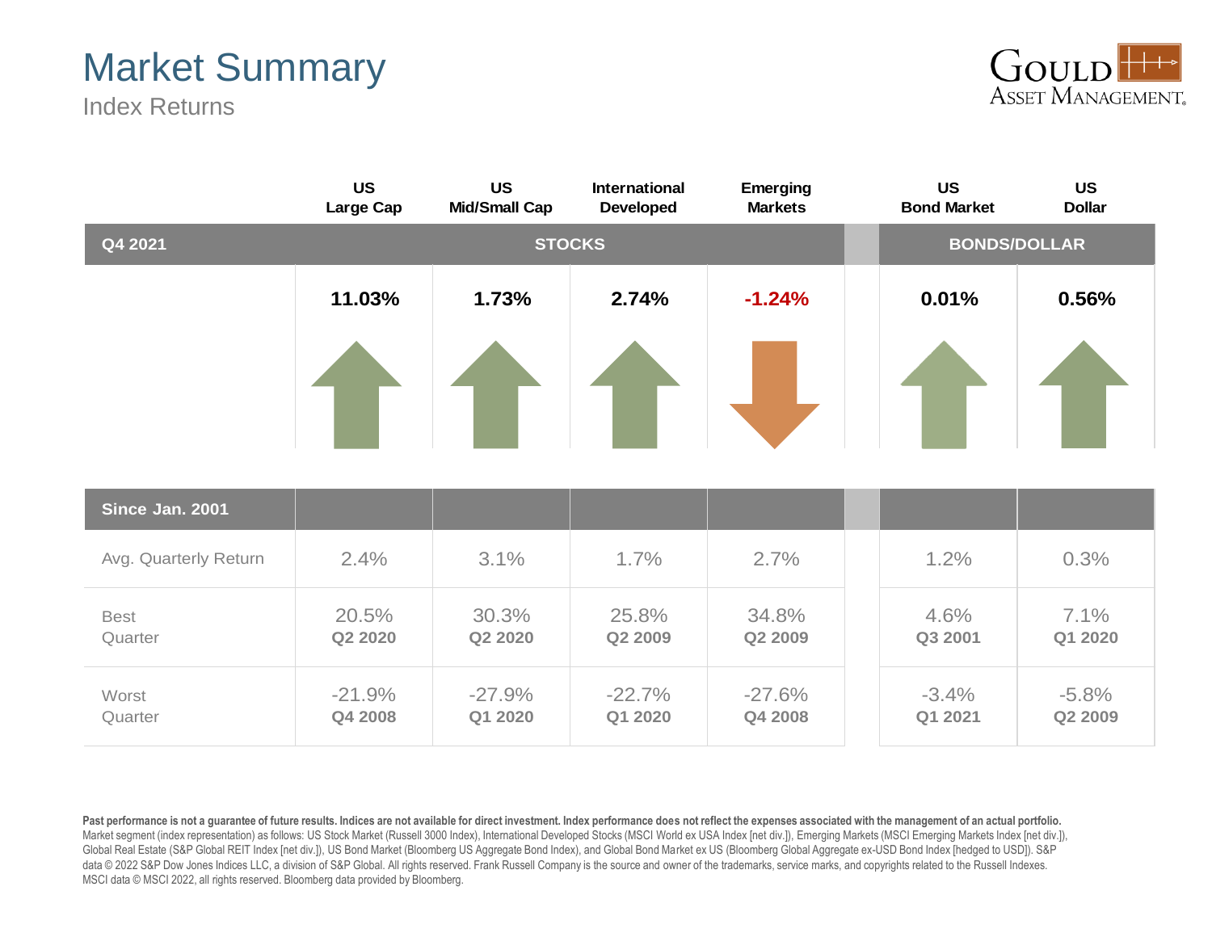# Market Summary

## Index Returns

| | US Large Cap | US Mid/Small Cap | International Developed | Emerging Markets | | US Bond Market | US Dollar |
|---|---|---|---|---|---|---|---|
| **Q4 2021** | **STOCKS** | | | | | **BONDS/DOLLAR** | |
| | **11.03%** | **1.73%** | **2.74%** | **-1.24%** | | **0.01%** | **0.56%** |
| **Since Jan. 2001** | | | | | | | |
| Avg. Quarterly Return | 2.4% | 3.1% | 1.7% | 2.7% | | 1.2% | 0.3% |
| Best Quarter | 20.5% **Q2 2020** | 30.3% **Q2 2020** | 25.8% **Q2 2009** | 34.8% **Q2 2009** | | 4.6% **Q3 2001** | 7.1% **Q1 2020** |
| Worst Quarter | -21.9% **Q4 2008** | -27.9% **Q1 2020** | -22.7% **Q1 2020** | -27.6% **Q4 2008** | | -3.4% **Q1 2021** | -5.8% **Q2 2009** |

**Past performance is not a guarantee of future results. Indices are not available for direct investment. Index performance does not reflect the expenses associated with the management of an actual portfolio.**
Market segment (index representation) as follows: US Stock Market (Russell 3000 Index), International Developed Stocks (MSCI World ex USA Index [net div.]), Emerging Markets (MSCI Emerging Markets Index [net div.]), Global Real Estate (S&P Global REIT Index [net div.]), US Bond Market (Bloomberg US Aggregate Bond Index), and Global Bond Market ex US (Bloomberg Global Aggregate ex-USD Bond Index [hedged to USD]). S&P data © 2022 S&P Dow Jones Indices LLC, a division of S&P Global. All rights reserved. Frank Russell Company is the source and owner of the trademarks, service marks, and copyrights related to the Russell Indexes. MSCI data © MSCI 2022, all rights reserved. Bloomberg data provided by Bloomberg.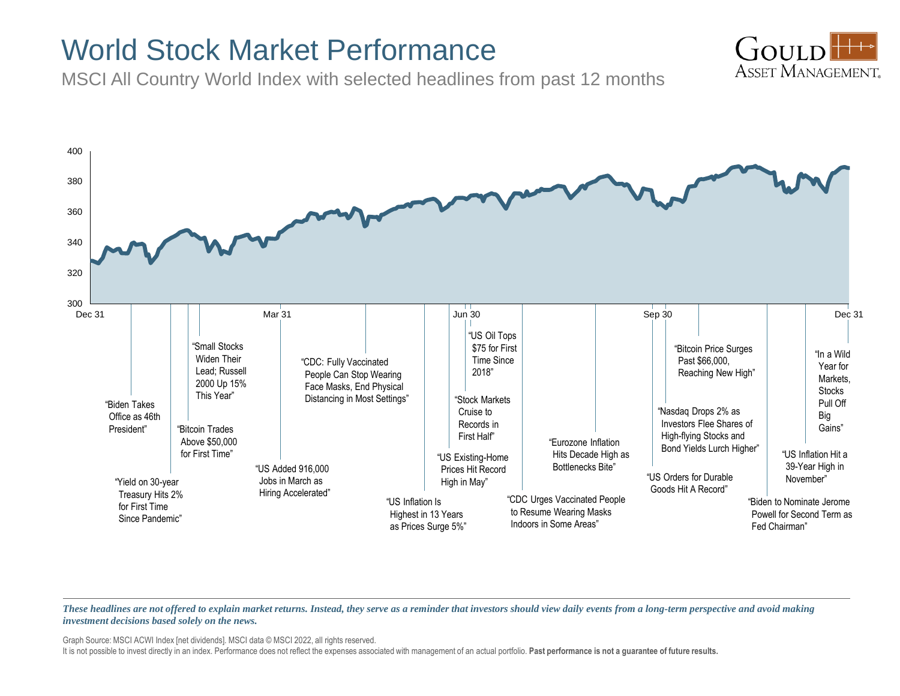# World Stock Market Performance

MSCI All Country World Index with selected headlines from past 12 months

400
380
360
340
320
300

Dec 31
Mar 31
Jun 30
Sep 30
Dec 31

"Biden Takes Office as 46th President"

"Yield on 30-year Treasury Hits 2% for First Time Since Pandemic"

"Bitcoin Trades Above $50,000 for First Time"

"Small Stocks Widen Their Lead; Russell 2000 Up 15% This Year"

"US Added 916,000 Jobs in March as Hiring Accelerated"

"CDC: Fully Vaccinated People Can Stop Wearing Face Masks, End Physical Distancing in Most Settings"

"US Inflation Is Highest in 13 Years as Prices Surge 5%"

"US Existing-Home Prices Hit Record in May"

"Stock Markets Cruise to Records in First Half"

"US Oil Tops $75 for First Time Since 2018"

"CDC Urges Vaccinated People to Resume Wearing Masks Indoors in Some Areas"

"Eurozone Inflation Hits Decade High as Bottlenecks Bite"

"US Orders for Durable Goods Hit A Record"

"Nasdaq Drops 2% as Investors Flee Shares of High-flying Stocks and Bond Yields Lurch Higher"

"Bitcoin Price Surges Past $66,000, Reaching New High"

"Biden to Nominate Jerome Powell for Second Term as Fed Chairman"

"US Inflation Hit a 39-Year High in November"

"In a Wild Year for Markets, Stocks Pull Off Big Gains"

***These headlines are not offered to explain market returns. Instead, they serve as a reminder that investors should view daily events from a long-term perspective and avoid making investment decisions based solely on the news.***

Graph Source: MSCI ACWI Index [net dividends]. MSCI data © MSCI 2022, all rights reserved.

It is not possible to invest directly in an index. Performance does not reflect the expenses associated with management of an actual portfolio. **Past performance is not a guarantee of future results.**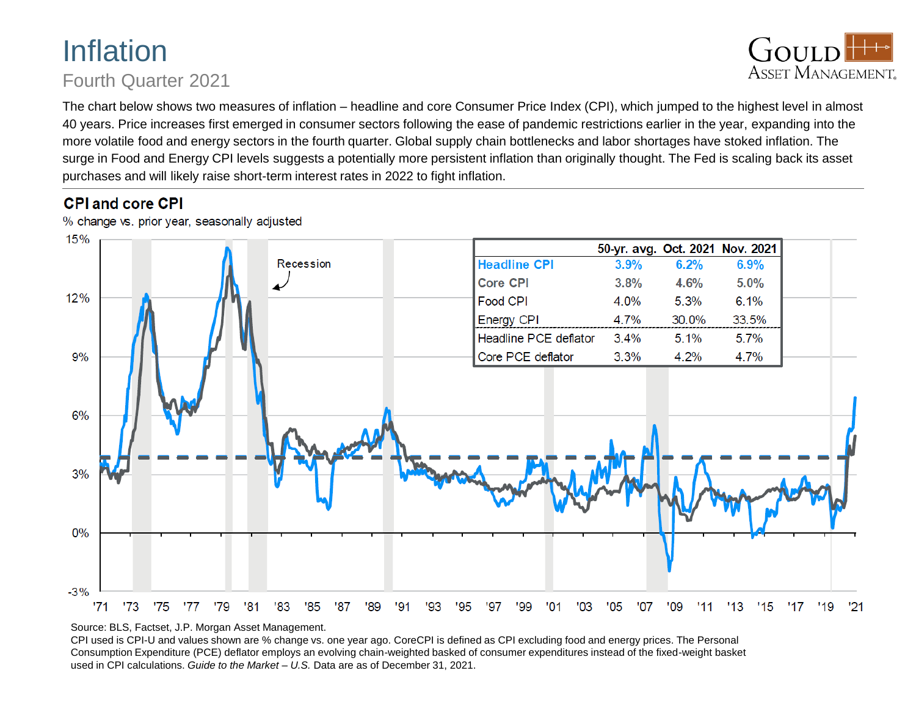# Inflation

Fourth Quarter 2021

The chart below shows two measures of inflation – headline and core Consumer Price Index (CPI), which jumped to the highest level in almost 40 years. Price increases first emerged in consumer sectors following the ease of pandemic restrictions earlier in the year, expanding into the more volatile food and energy sectors in the fourth quarter. Global supply chain bottlenecks and labor shortages have stoked inflation. The surge in Food and Energy CPI levels suggests a potentially more persistent inflation than originally thought. The Fed is scaling back its asset purchases and will likely raise short-term interest rates in 2022 to fight inflation.

## CPI and core CPI

% change vs. prior year, seasonally adjusted

| | 50-yr. avg. | Oct. 2021 | Nov. 2021 |
|---|---|---|---|
| Headline CPI | 3.9% | 6.2% | 6.9% |
| Core CPI | 3.8% | 4.6% | 5.0% |
| Food CPI | 4.0% | 5.3% | 6.1% |
| Energy CPI | 4.7% | 30.0% | 33.5% |
| Headline PCE deflator | 3.4% | 5.1% | 5.7% |
| Core PCE deflator | 3.3% | 4.2% | 4.7% |

Recession

15%
12%
9%
6%
3%
0%
-3%

'71 '73 '75 '77 '79 '81 '83 '85 '87 '89 '91 '93 '95 '97 '99 '01 '03 '05 '07 '09 '11 '13 '15 '17 '19 '21

Source: BLS, Factset, J.P. Morgan Asset Management.
CPI used is CPI-U and values shown are % change vs. one year ago. CoreCPI is defined as CPI excluding food and energy prices. The Personal Consumption Expenditure (PCE) deflator employs an evolving chain-weighted basked of consumer expenditures instead of the fixed-weight basket used in CPI calculations. *Guide to the Market – U.S.* Data are as of December 31, 2021.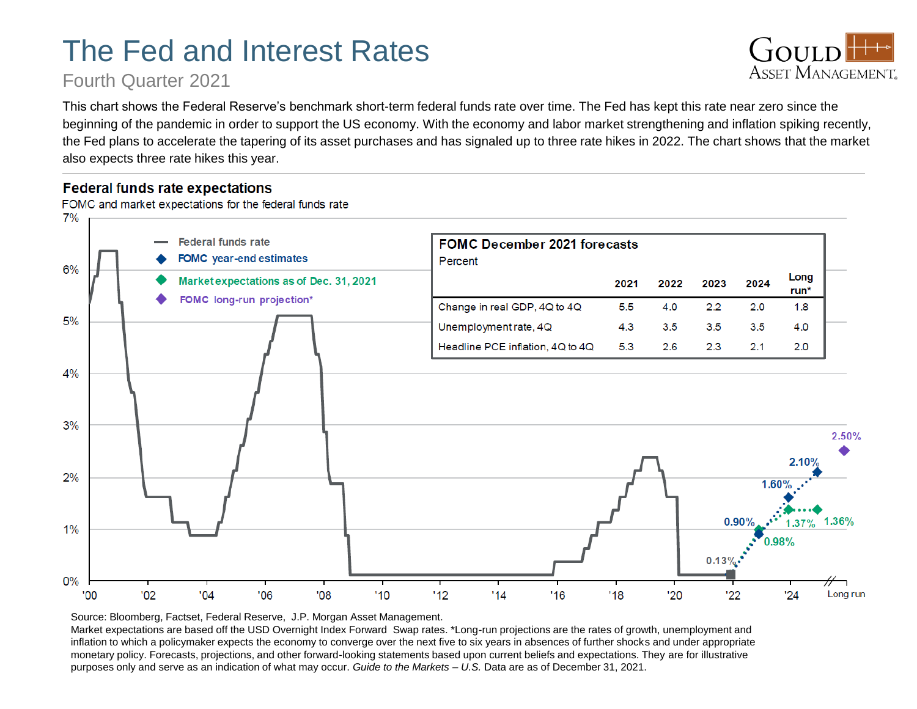# The Fed and Interest Rates

Fourth Quarter 2021

This chart shows the Federal Reserve's benchmark short-term federal funds rate over time. The Fed has kept this rate near zero since the beginning of the pandemic in order to support the US economy. With the economy and labor market strengthening and inflation spiking recently, the Fed plans to accelerate the tapering of its asset purchases and has signaled up to three rate hikes in 2022. The chart shows that the market also expects three rate hikes this year.

## Federal funds rate expectations

FOMC and market expectations for the federal funds rate

Federal funds rate
FOMC year-end estimates
Market expectations as of Dec. 31, 2021
FOMC long-run projection*

7%
6%
5%
4%
3%
2%
1%
0%

'00 '02 '04 '06 '08 '10 '12 '14 '16 '18 '20 '22 '24 Long run

0.13%
0.90%
0.98%
1.60%
1.37%
2.10%
1.36%
2.50%

**FOMC December 2021 forecasts**

Percent

| | 2021 | 2022 | 2023 | 2024 | Long run* |
|---|---|---|---|---|---|
| Change in real GDP, 4Q to 4Q | 5.5 | 4.0 | 2.2 | 2.0 | 1.8 |
| Unemployment rate, 4Q | 4.3 | 3.5 | 3.5 | 3.5 | 4.0 |
| Headline PCE inflation, 4Q to 4Q | 5.3 | 2.6 | 2.3 | 2.1 | 2.0 |

Source: Bloomberg, Factset, Federal Reserve, J.P. Morgan Asset Management.
Market expectations are based off the USD Overnight Index Forward Swap rates. *Long-run projections are the rates of growth, unemployment and inflation to which a policymaker expects the economy to converge over the next five to six years in absences of further shocks and under appropriate monetary policy. Forecasts, projections, and other forward-looking statements based upon current beliefs and expectations. They are for illustrative purposes only and serve as an indication of what may occur. *Guide to the Markets – U.S.* Data are as of December 31, 2021.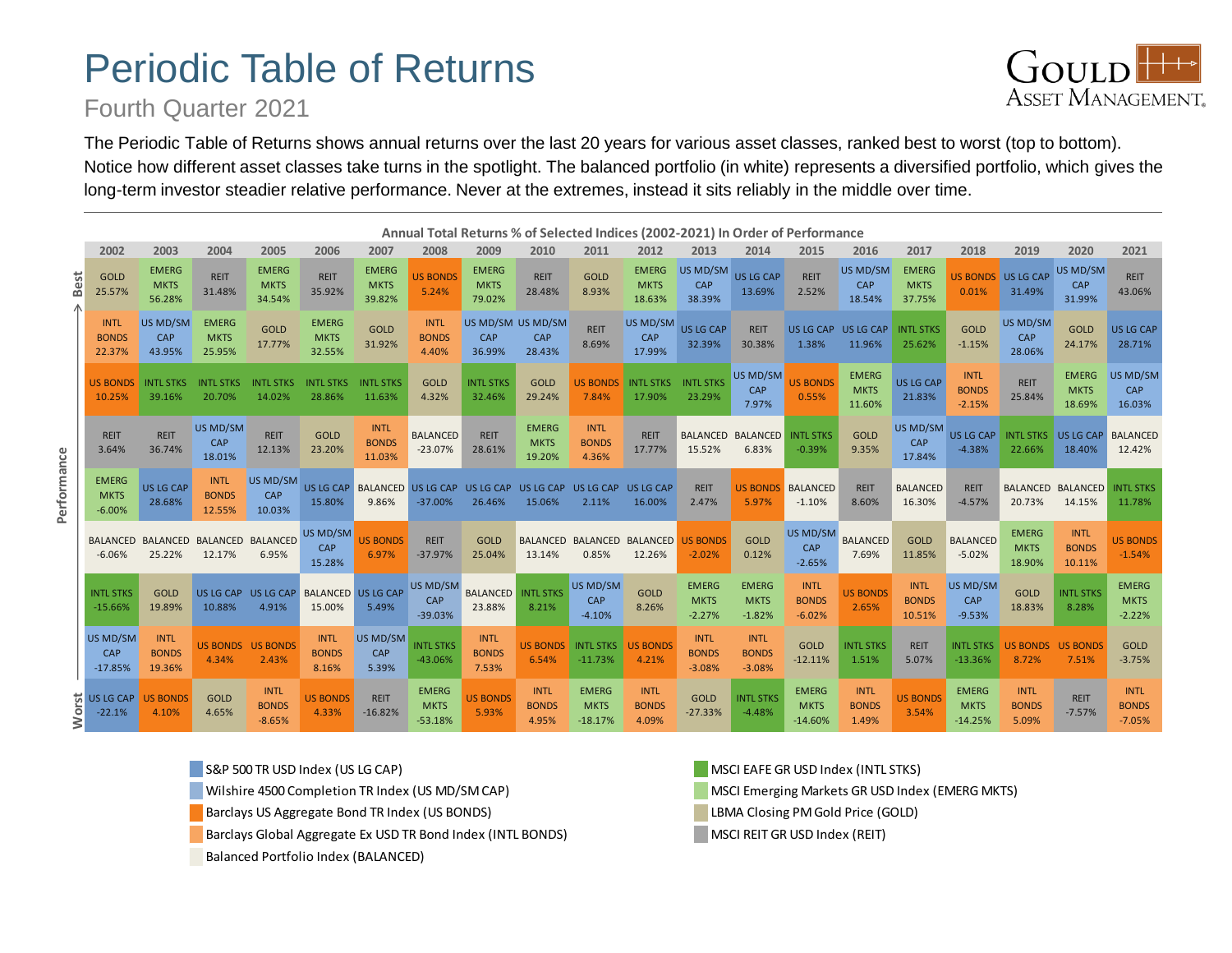# Periodic Table of Returns

Fourth Quarter 2021

GOULD ASSET MANAGEMENT

The Periodic Table of Returns shows annual returns over the last 20 years for various asset classes, ranked best to worst (top to bottom). Notice how different asset classes take turns in the spotlight. The balanced portfolio (in white) represents a diversified portfolio, which gives the long-term investor steadier relative performance. Never at the extremes, instead it sits reliably in the middle over time.

**Annual Total Returns % of Selected Indices (2002-2021) In Order of Performance**

| Performance | 2002 | 2003 | 2004 | 2005 | 2006 | 2007 | 2008 | 2009 | 2010 | 2011 | 2012 | 2013 | 2014 | 2015 | 2016 | 2017 | 2018 | 2019 | 2020 | 2021 |
|---|---|---|---|---|---|---|---|---|---|---|---|---|---|---|---|---|---|---|---|---|
| Best | GOLD 25.57% | EMERG MKTS 56.28% | REIT 31.48% | EMERG MKTS 34.54% | REIT 35.92% | EMERG MKTS 39.82% | US BONDS 5.24% | EMERG MKTS 79.02% | REIT 28.48% | GOLD 8.93% | EMERG MKTS 18.63% | US MD/SM CAP 38.39% | US LG CAP 13.69% | REIT 2.52% | US MD/SM CAP 18.54% | EMERG MKTS 37.75% | US BONDS 0.01% | US LG CAP 31.49% | US MD/SM CAP 31.99% | REIT 43.06% |
| | INTL BONDS 22.37% | US MD/SM CAP 43.95% | EMERG MKTS 25.95% | GOLD 17.77% | EMERG MKTS 32.55% | GOLD 31.92% | INTL BONDS 4.40% | US MD/SM CAP 36.99% | US MD/SM CAP 28.43% | REIT 8.69% | US MD/SM CAP 17.99% | US LG CAP 32.39% | REIT 30.38% | US LG CAP 1.38% | US LG CAP 11.96% | INTL STKS 25.62% | GOLD -1.15% | US MD/SM CAP 28.06% | GOLD 24.17% | US LG CAP 28.71% |
| | US BONDS 10.25% | INTL STKS 39.16% | INTL STKS 20.70% | INTL STKS 14.02% | INTL STKS 28.86% | INTL STKS 11.63% | GOLD 4.32% | INTL STKS 32.46% | GOLD 29.24% | US BONDS 7.84% | INTL STKS 17.90% | INTL STKS 23.29% | US MD/SM CAP 7.97% | US BONDS 0.55% | EMERG MKTS 11.60% | US LG CAP 21.83% | INTL BONDS -2.15% | REIT 25.84% | EMERG MKTS 18.69% | US MD/SM CAP 16.03% |
| | REIT 3.64% | REIT 36.74% | US MD/SM CAP 18.01% | REIT 12.13% | GOLD 23.20% | INTL BONDS 11.03% | BALANCED -23.07% | REIT 28.61% | EMERG MKTS 19.20% | INTL BONDS 4.36% | REIT 17.77% | BALANCED 15.52% | BALANCED 6.83% | INTL STKS -0.39% | GOLD 9.35% | US MD/SM CAP 17.84% | US LG CAP -4.38% | INTL STKS 22.66% | US LG CAP 18.40% | BALANCED 12.42% |
| | EMERG MKTS -6.00% | US LG CAP 28.68% | INTL BONDS 12.55% | US MD/SM CAP 10.03% | US LG CAP 15.80% | BALANCED 9.86% | US LG CAP -37.00% | US LG CAP 26.46% | US LG CAP 15.06% | US LG CAP 2.11% | US LG CAP 16.00% | REIT 2.47% | US BONDS 5.97% | BALANCED -1.10% | REIT 8.60% | BALANCED 16.30% | REIT -4.57% | BALANCED 20.73% | BALANCED 14.15% | INTL STKS 11.78% |
| | BALANCED -6.06% | BALANCED 25.22% | BALANCED 12.17% | BALANCED 6.95% | US MD/SM CAP 15.28% | US BONDS 6.97% | REIT -37.97% | GOLD 25.04% | BALANCED 13.14% | BALANCED 0.85% | BALANCED 12.26% | US BONDS -2.02% | GOLD 0.12% | US MD/SM CAP -2.65% | BALANCED 7.69% | GOLD 11.85% | BALANCED -5.02% | EMERG MKTS 18.90% | INTL BONDS 10.11% | US BONDS -1.54% |
| | INTL STKS -15.66% | GOLD 19.89% | US LG CAP 10.88% | US LG CAP 4.91% | BALANCED 15.00% | US LG CAP 5.49% | US MD/SM CAP -39.03% | BALANCED 23.88% | INTL STKS 8.21% | US MD/SM CAP -4.10% | GOLD 8.26% | EMERG MKTS -2.27% | EMERG MKTS -1.82% | INTL BONDS -6.02% | US BONDS 2.65% | INTL BONDS 10.51% | US MD/SM CAP -9.53% | GOLD 18.83% | INTL STKS 8.28% | EMERG MKTS -2.22% |
| | US MD/SM CAP -17.85% | INTL BONDS 19.36% | US BONDS 4.34% | US BONDS 2.43% | INTL BONDS 8.16% | US MD/SM CAP 5.39% | INTL STKS -43.06% | INTL BONDS 7.53% | US BONDS 6.54% | INTL STKS -11.73% | US BONDS 4.21% | INTL BONDS -3.08% | INTL BONDS -3.08% | GOLD -12.11% | INTL STKS 1.51% | REIT 5.07% | INTL STKS -13.36% | US BONDS 8.72% | US BONDS 7.51% | GOLD -3.75% |
| Worst | US LG CAP -22.1% | US BONDS 4.10% | GOLD 4.65% | INTL BONDS -8.65% | US BONDS 4.33% | REIT -16.82% | EMERG MKTS -53.18% | US BONDS 5.93% | INTL BONDS 4.95% | EMERG MKTS -18.17% | INTL BONDS 4.09% | GOLD -27.33% | INTL STKS -4.48% | EMERG MKTS -14.60% | INTL BONDS 1.49% | US BONDS 3.54% | EMERG MKTS -14.25% | INTL BONDS 5.09% | REIT -7.57% | INTL BONDS -7.05% |

- S&P 500 TR USD Index (US LG CAP)
- Wilshire 4500 Completion TR Index (US MD/SM CAP)
- Barclays US Aggregate Bond TR Index (US BONDS)
- Barclays Global Aggregate Ex USD TR Bond Index (INTL BONDS)
- Balanced Portfolio Index (BALANCED)
- MSCI EAFE GR USD Index (INTL STKS)
- MSCI Emerging Markets GR USD Index (EMERG MKTS)
- LBMA Closing PM Gold Price (GOLD)
- MSCI REIT GR USD Index (REIT)